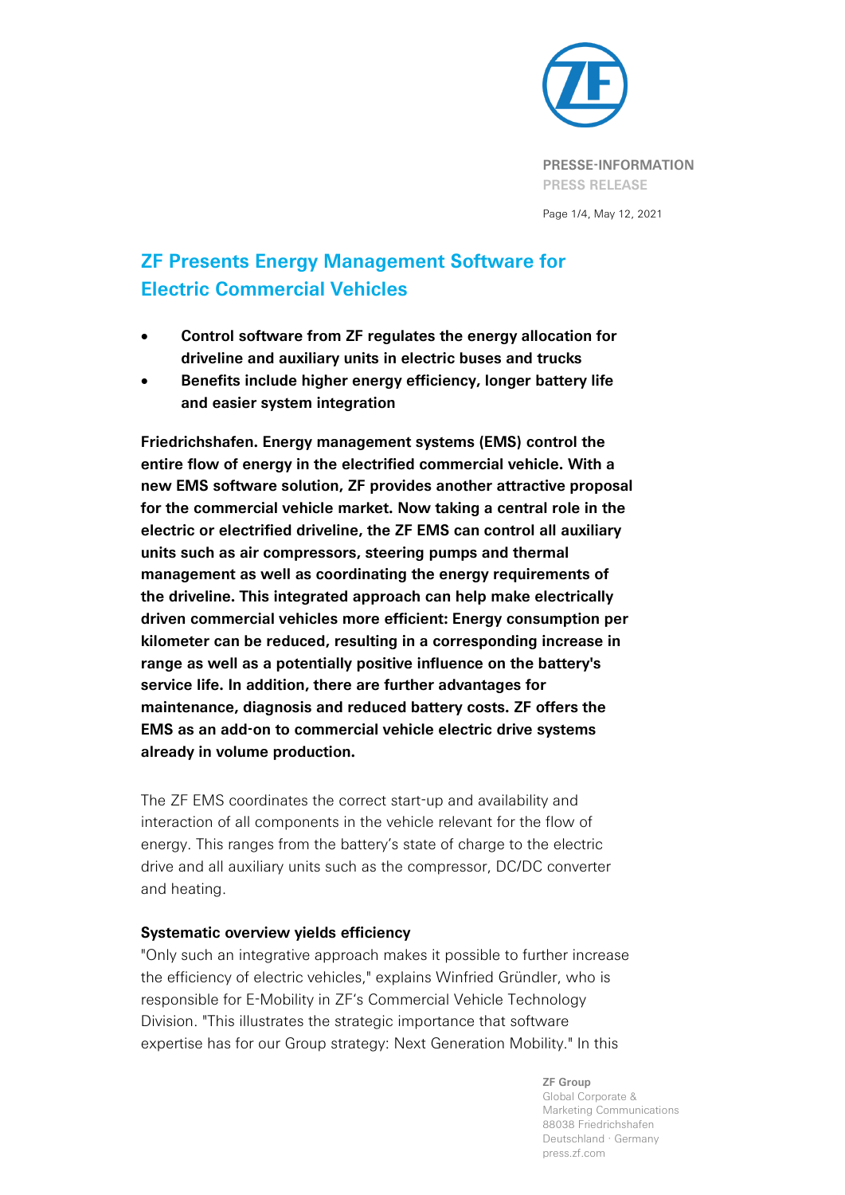PRESSE-INFORMATION
PRESS RELEASE

Page 1/4, May 12, 2021

# ZF Presents Energy Management Software for Electric Commercial Vehicles

- **Control software from ZF regulates the energy allocation for driveline and auxiliary units in electric buses and trucks**
- **Benefits include higher energy efficiency, longer battery life and easier system integration**

**Friedrichshafen. Energy management systems (EMS) control the entire flow of energy in the electrified commercial vehicle. With a new EMS software solution, ZF provides another attractive proposal for the commercial vehicle market. Now taking a central role in the electric or electrified driveline, the ZF EMS can control all auxiliary units such as air compressors, steering pumps and thermal management as well as coordinating the energy requirements of the driveline. This integrated approach can help make electrically driven commercial vehicles more efficient: Energy consumption per kilometer can be reduced, resulting in a corresponding increase in range as well as a potentially positive influence on the battery's service life. In addition, there are further advantages for maintenance, diagnosis and reduced battery costs. ZF offers the EMS as an add-on to commercial vehicle electric drive systems already in volume production.**

The ZF EMS coordinates the correct start-up and availability and interaction of all components in the vehicle relevant for the flow of energy. This ranges from the battery's state of charge to the electric drive and all auxiliary units such as the compressor, DC/DC converter and heating.

### Systematic overview yields efficiency

"Only such an integrative approach makes it possible to further increase the efficiency of electric vehicles," explains Winfried Gründler, who is responsible for E-Mobility in ZF's Commercial Vehicle Technology Division. "This illustrates the strategic importance that software expertise has for our Group strategy: Next Generation Mobility." In this

ZF Group
Global Corporate & Marketing Communications
88038 Friedrichshafen
Deutschland · Germany
press.zf.com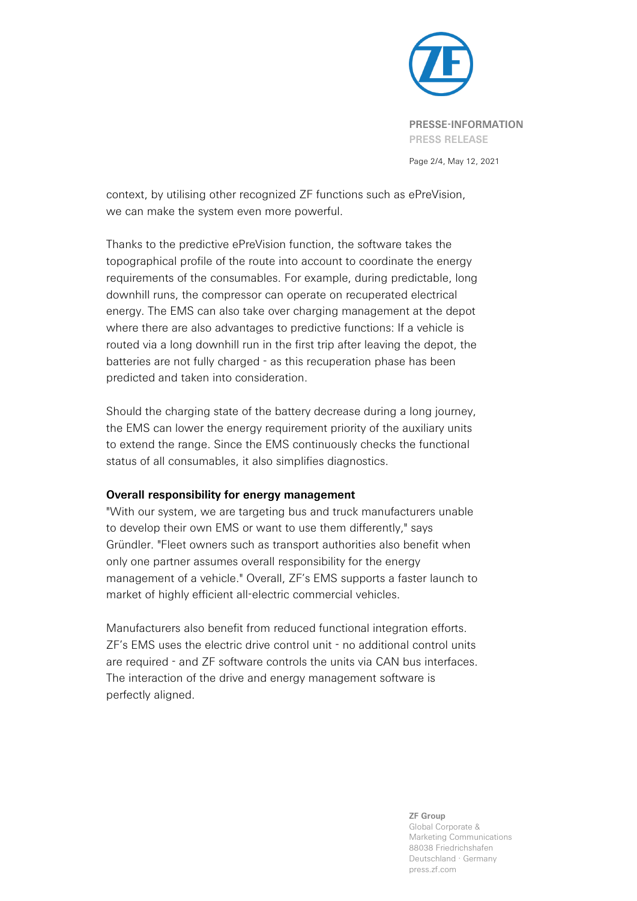context, by utilising other recognized ZF functions such as ePreVision, we can make the system even more powerful.

Thanks to the predictive ePreVision function, the software takes the topographical profile of the route into account to coordinate the energy requirements of the consumables. For example, during predictable, long downhill runs, the compressor can operate on recuperated electrical energy. The EMS can also take over charging management at the depot where there are also advantages to predictive functions: If a vehicle is routed via a long downhill run in the first trip after leaving the depot, the batteries are not fully charged - as this recuperation phase has been predicted and taken into consideration.

Should the charging state of the battery decrease during a long journey, the EMS can lower the energy requirement priority of the auxiliary units to extend the range. Since the EMS continuously checks the functional status of all consumables, it also simplifies diagnostics.

**Overall responsibility for energy management**

"With our system, we are targeting bus and truck manufacturers unable to develop their own EMS or want to use them differently," says Gründler. "Fleet owners such as transport authorities also benefit when only one partner assumes overall responsibility for the energy management of a vehicle." Overall, ZF's EMS supports a faster launch to market of highly efficient all-electric commercial vehicles.

Manufacturers also benefit from reduced functional integration efforts. ZF's EMS uses the electric drive control unit - no additional control units are required - and ZF software controls the units via CAN bus interfaces. The interaction of the drive and energy management software is perfectly aligned.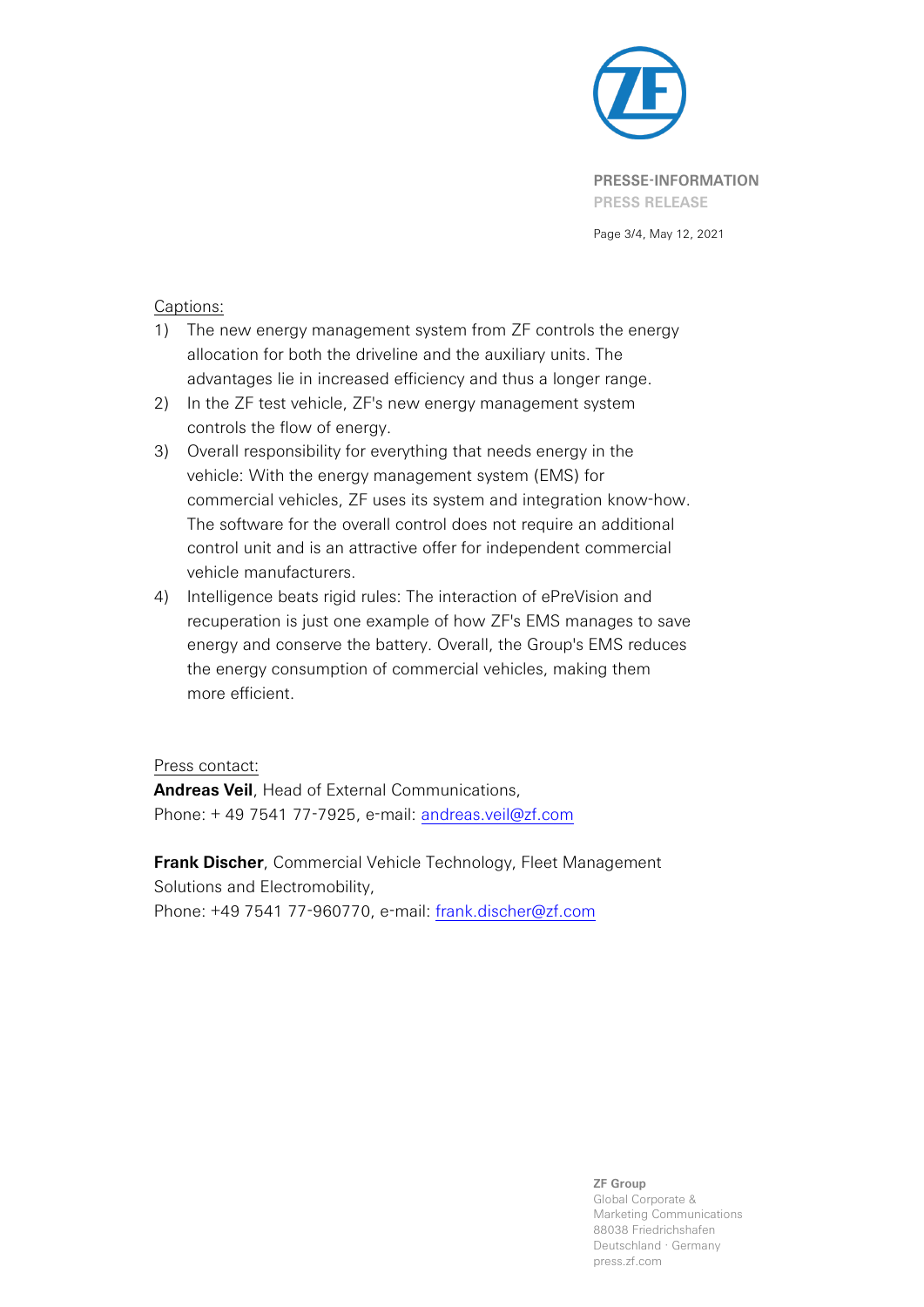Captions:

1) The new energy management system from ZF controls the energy allocation for both the driveline and the auxiliary units. The advantages lie in increased efficiency and thus a longer range.
2) In the ZF test vehicle, ZF's new energy management system controls the flow of energy.
3) Overall responsibility for everything that needs energy in the vehicle: With the energy management system (EMS) for commercial vehicles, ZF uses its system and integration know-how. The software for the overall control does not require an additional control unit and is an attractive offer for independent commercial vehicle manufacturers.
4) Intelligence beats rigid rules: The interaction of ePreVision and recuperation is just one example of how ZF's EMS manages to save energy and conserve the battery. Overall, the Group's EMS reduces the energy consumption of commercial vehicles, making them more efficient.

Press contact:

**Andreas Veil**, Head of External Communications,
Phone: + 49 7541 77-7925, e-mail: andreas.veil@zf.com

**Frank Discher**, Commercial Vehicle Technology, Fleet Management Solutions and Electromobility,
Phone: +49 7541 77-960770, e-mail: frank.discher@zf.com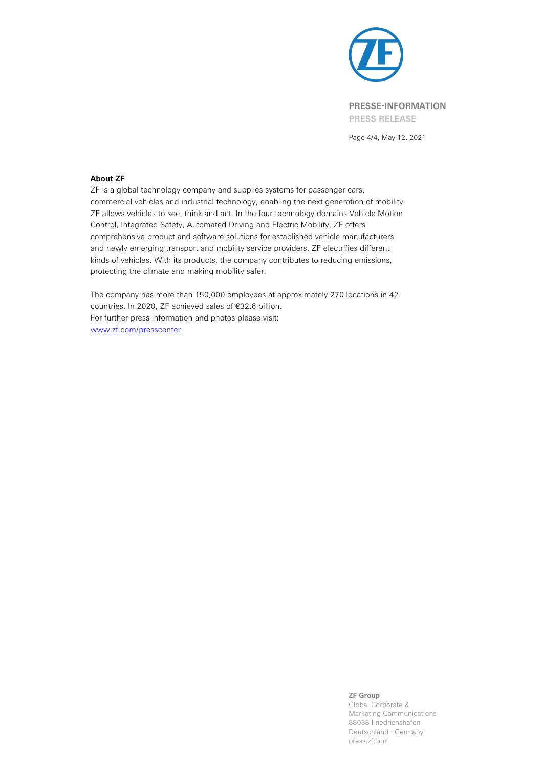**About ZF**

ZF is a global technology company and supplies systems for passenger cars, commercial vehicles and industrial technology, enabling the next generation of mobility. ZF allows vehicles to see, think and act. In the four technology domains Vehicle Motion Control, Integrated Safety, Automated Driving and Electric Mobility, ZF offers comprehensive product and software solutions for established vehicle manufacturers and newly emerging transport and mobility service providers. ZF electrifies different kinds of vehicles. With its products, the company contributes to reducing emissions, protecting the climate and making mobility safer.

The company has more than 150,000 employees at approximately 270 locations in 42 countries. In 2020, ZF achieved sales of €32.6 billion.
For further press information and photos please visit:
[www.zf.com/presscenter](http://www.zf.com/presscenter)

**ZF Group**
Global Corporate & Marketing Communications
88038 Friedrichshafen
Deutschland · Germany
press.zf.com